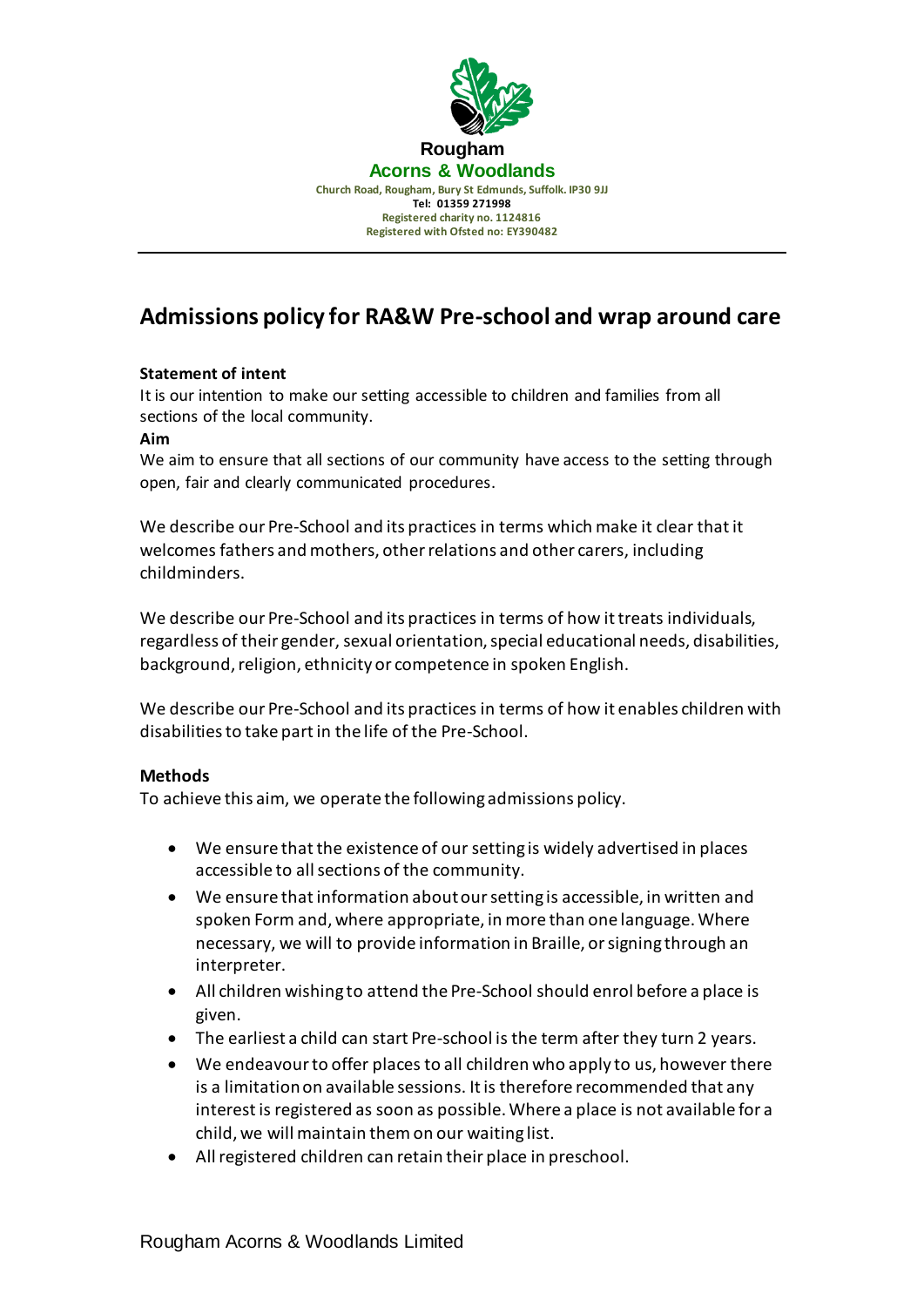Rougham

Acorns & Woodlands

Church Road, Rougham, Bury St Edmunds, Suffolk. IP30 9JJ
Tel: 01359 271998
Registered charity no. 1124816
Registered with Ofsted no: EY390482

# Admissions policy for RA&W Pre-school and wrap around care

**Statement of intent**

It is our intention to make our setting accessible to children and families from all sections of the local community.

**Aim**

We aim to ensure that all sections of our community have access to the setting through open, fair and clearly communicated procedures.

We describe our Pre-School and its practices in terms which make it clear that it welcomes fathers and mothers, other relations and other carers, including childminders.

We describe our Pre-School and its practices in terms of how it treats individuals, regardless of their gender, sexual orientation, special educational needs, disabilities, background, religion, ethnicity or competence in spoken English.

We describe our Pre-School and its practices in terms of how it enables children with disabilities to take part in the life of the Pre-School.

**Methods**

To achieve this aim, we operate the following admissions policy.

- We ensure that the existence of our setting is widely advertised in places accessible to all sections of the community.
- We ensure that information about our setting is accessible, in written and spoken Form and, where appropriate, in more than one language. Where necessary, we will to provide information in Braille, or signing through an interpreter.
- All children wishing to attend the Pre-School should enrol before a place is given.
- The earliest a child can start Pre-school is the term after they turn 2 years.
- We endeavour to offer places to all children who apply to us, however there is a limitation on available sessions. It is therefore recommended that any interest is registered as soon as possible. Where a place is not available for a child, we will maintain them on our waiting list.
- All registered children can retain their place in preschool.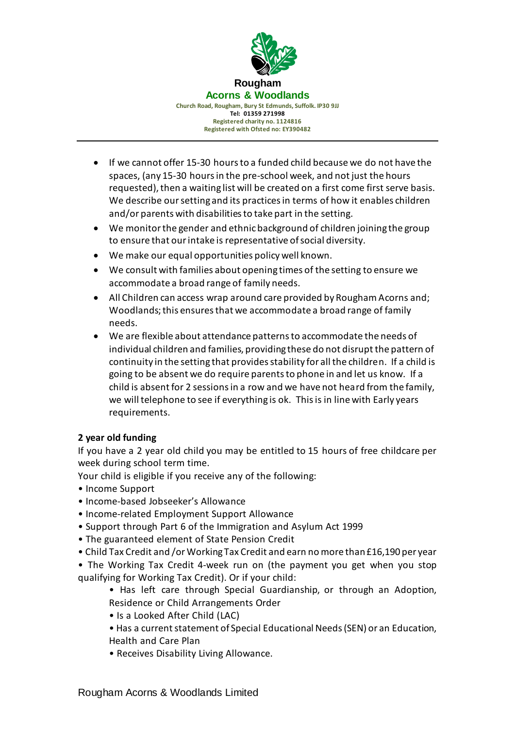- If we cannot offer 15-30 hours to a funded child because we do not have the spaces, (any 15-30 hours in the pre-school week, and not just the hours requested), then a waiting list will be created on a first come first serve basis. We describe our setting and its practices in terms of how it enables children and/or parents with disabilities to take part in the setting.
- We monitor the gender and ethnic background of children joining the group to ensure that our intake is representative of social diversity.
- We make our equal opportunities policy well known.
- We consult with families about opening times of the setting to ensure we accommodate a broad range of family needs.
- All Children can access wrap around care provided by Rougham Acorns and; Woodlands; this ensures that we accommodate a broad range of family needs.
- We are flexible about attendance patterns to accommodate the needs of individual children and families, providing these do not disrupt the pattern of continuity in the setting that provides stability for all the children. If a child is going to be absent we do require parents to phone in and let us know. If a child is absent for 2 sessions in a row and we have not heard from the family, we will telephone to see if everything is ok. This is in line with Early years requirements.

**2 year old funding**

If you have a 2 year old child you may be entitled to 15 hours of free childcare per week during school term time.

Your child is eligible if you receive any of the following:

- Income Support
- Income-based Jobseeker's Allowance
- Income-related Employment Support Allowance
- Support through Part 6 of the Immigration and Asylum Act 1999
- The guaranteed element of State Pension Credit
- Child Tax Credit and /or Working Tax Credit and earn no more than £16,190 per year
- The Working Tax Credit 4-week run on (the payment you get when you stop qualifying for Working Tax Credit). Or if your child:
  - Has left care through Special Guardianship, or through an Adoption, Residence or Child Arrangements Order
  - Is a Looked After Child (LAC)
  - Has a current statement of Special Educational Needs (SEN) or an Education, Health and Care Plan
  - Receives Disability Living Allowance.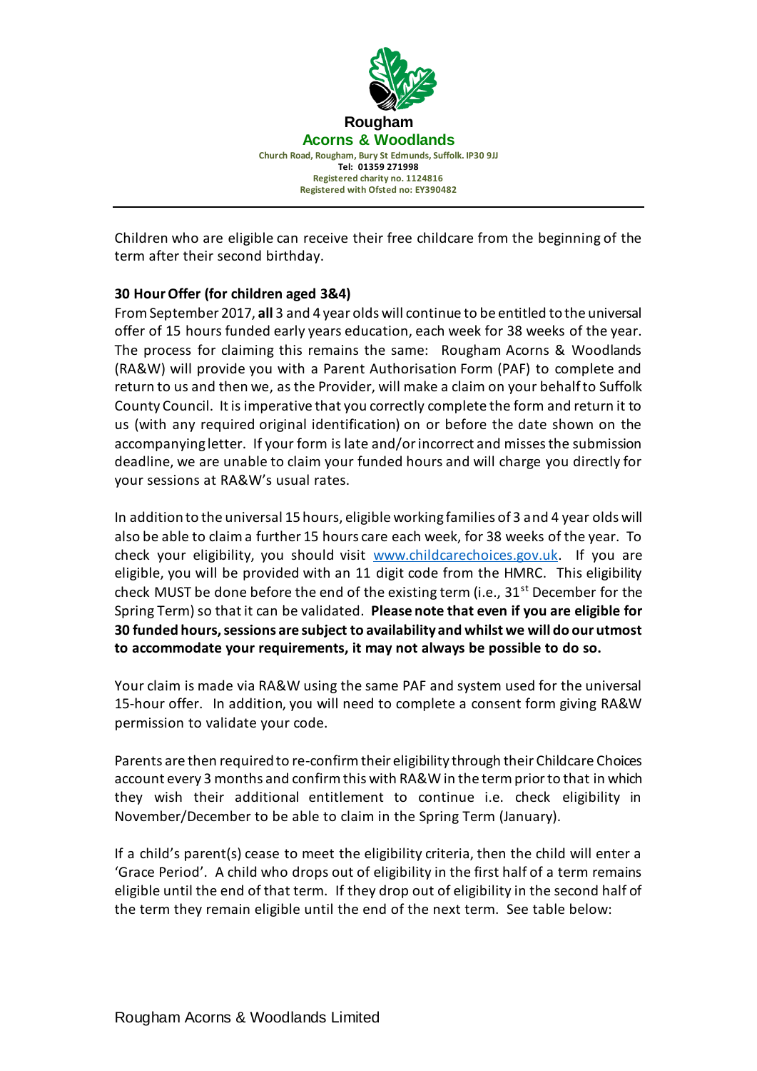Children who are eligible can receive their free childcare from the beginning of the term after their second birthday.

**30 Hour Offer (for children aged 3&4)**

From September 2017, **all** 3 and 4 year olds will continue to be entitled to the universal offer of 15 hours funded early years education, each week for 38 weeks of the year. The process for claiming this remains the same: Rougham Acorns & Woodlands (RA&W) will provide you with a Parent Authorisation Form (PAF) to complete and return to us and then we, as the Provider, will make a claim on your behalf to Suffolk County Council. It is imperative that you correctly complete the form and return it to us (with any required original identification) on or before the date shown on the accompanying letter. If your form is late and/or incorrect and misses the submission deadline, we are unable to claim your funded hours and will charge you directly for your sessions at RA&W's usual rates.

In addition to the universal 15 hours, eligible working families of 3 and 4 year olds will also be able to claim a further 15 hours care each week, for 38 weeks of the year. To check your eligibility, you should visit www.childcarechoices.gov.uk. If you are eligible, you will be provided with an 11 digit code from the HMRC. This eligibility check MUST be done before the end of the existing term (i.e., 31st December for the Spring Term) so that it can be validated. **Please note that even if you are eligible for 30 funded hours, sessions are subject to availability and whilst we will do our utmost to accommodate your requirements, it may not always be possible to do so.**

Your claim is made via RA&W using the same PAF and system used for the universal 15-hour offer. In addition, you will need to complete a consent form giving RA&W permission to validate your code.

Parents are then required to re-confirm their eligibility through their Childcare Choices account every 3 months and confirm this with RA&W in the term prior to that in which they wish their additional entitlement to continue i.e. check eligibility in November/December to be able to claim in the Spring Term (January).

If a child's parent(s) cease to meet the eligibility criteria, then the child will enter a 'Grace Period'. A child who drops out of eligibility in the first half of a term remains eligible until the end of that term. If they drop out of eligibility in the second half of the term they remain eligible until the end of the next term. See table below: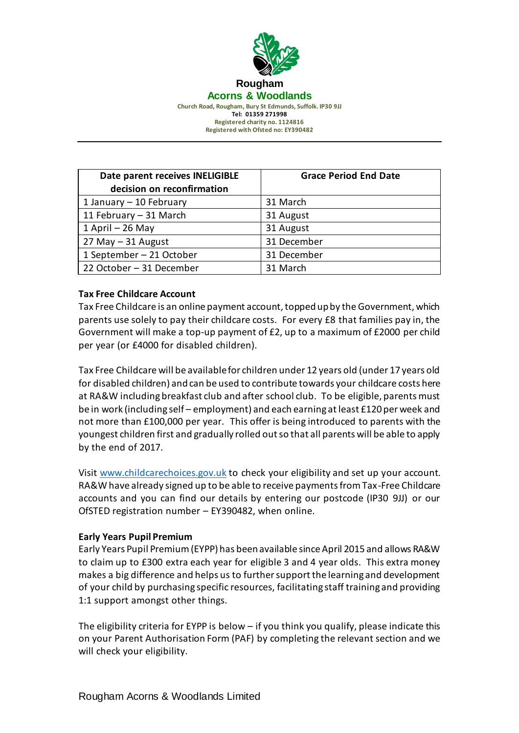Rougham

Acorns & Woodlands

Church Road, Rougham, Bury St Edmunds, Suffolk. IP30 9JJ
Tel: 01359 271998
Registered charity no. 1124816
Registered with Ofsted no: EY390482

| Date parent receives INELIGIBLE decision on reconfirmation | Grace Period End Date |
|---|---|
| 1 January – 10 February | 31 March |
| 11 February – 31 March | 31 August |
| 1 April – 26 May | 31 August |
| 27 May – 31 August | 31 December |
| 1 September – 21 October | 31 December |
| 22 October – 31 December | 31 March |

**Tax Free Childcare Account**

Tax Free Childcare is an online payment account, topped up by the Government, which parents use solely to pay their childcare costs. For every £8 that families pay in, the Government will make a top-up payment of £2, up to a maximum of £2000 per child per year (or £4000 for disabled children).

Tax Free Childcare will be available for children under 12 years old (under 17 years old for disabled children) and can be used to contribute towards your childcare costs here at RA&W including breakfast club and after school club. To be eligible, parents must be in work (including self – employment) and each earning at least £120 per week and not more than £100,000 per year. This offer is being introduced to parents with the youngest children first and gradually rolled out so that all parents will be able to apply by the end of 2017.

Visit [www.childcarechoices.gov.uk](http://www.childcarechoices.gov.uk) to check your eligibility and set up your account. RA&W have already signed up to be able to receive payments from Tax-Free Childcare accounts and you can find our details by entering our postcode (IP30 9JJ) or our OfSTED registration number – EY390482, when online.

**Early Years Pupil Premium**

Early Years Pupil Premium (EYPP) has been available since April 2015 and allows RA&W to claim up to £300 extra each year for eligible 3 and 4 year olds. This extra money makes a big difference and helps us to further support the learning and development of your child by purchasing specific resources, facilitating staff training and providing 1:1 support amongst other things.

The eligibility criteria for EYPP is below – if you think you qualify, please indicate this on your Parent Authorisation Form (PAF) by completing the relevant section and we will check your eligibility.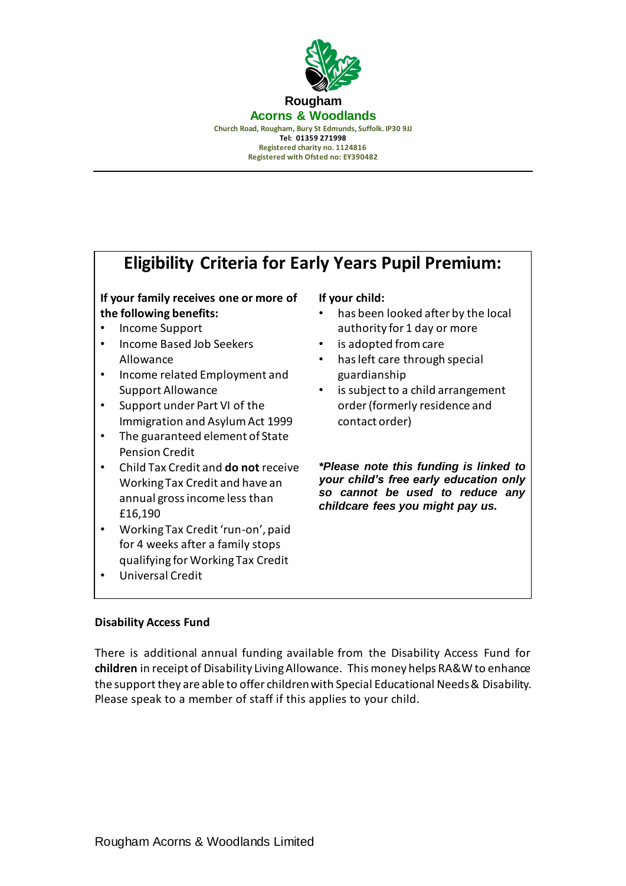**Rougham**

**Acorns & Woodlands**

Church Road, Rougham, Bury St Edmunds, Suffolk. IP30 9JJ
Tel: 01359 271998
Registered charity no. 1124816
Registered with Ofsted no: EY390482

---

## Eligibility Criteria for Early Years Pupil Premium:

**If your family receives one or more of the following benefits:**

- Income Support
- Income Based Job Seekers Allowance
- Income related Employment and Support Allowance
- Support under Part VI of the Immigration and Asylum Act 1999
- The guaranteed element of State Pension Credit
- Child Tax Credit and **do not** receive Working Tax Credit and have an annual gross income less than £16,190
- Working Tax Credit 'run-on', paid for 4 weeks after a family stops qualifying for Working Tax Credit
- Universal Credit

**If your child:**

- has been looked after by the local authority for 1 day or more
- is adopted from care
- has left care through special guardianship
- is subject to a child arrangement order (formerly residence and contact order)

***Please note this funding is linked to your child's free early education only so cannot be used to reduce any childcare fees you might pay us.***

**Disability Access Fund**

There is additional annual funding available from the Disability Access Fund for **children** in receipt of Disability Living Allowance. This money helps RA&W to enhance the support they are able to offer children with Special Educational Needs & Disability. Please speak to a member of staff if this applies to your child.

Rougham Acorns & Woodlands Limited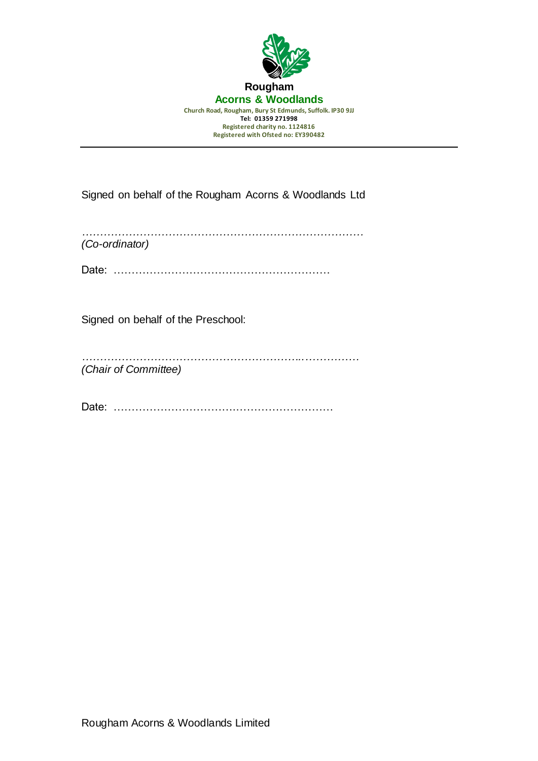**Rougham**
**Acorns & Woodlands**
Church Road, Rougham, Bury St Edmunds, Suffolk. IP30 9JJ
Tel: 01359 271998
Registered charity no. 1124816
Registered with Ofsted no: EY390482

---

Signed on behalf of the Rougham Acorns & Woodlands Ltd

………………………………………………………………………
*(Co-ordinator)*

Date: ……………………………………………………

Signed on behalf of the Preschool:

……………………………………………………..……………
*(Chair of Committee)*

Date: ……………………………………………………